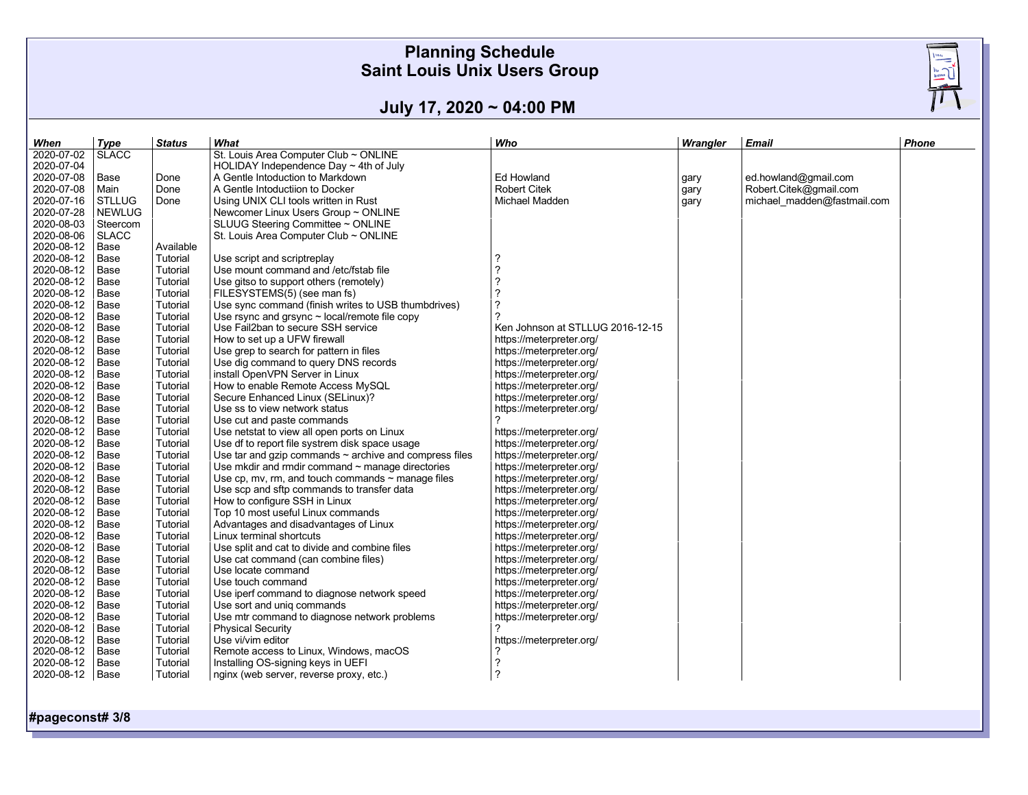# Planning Schedule
# Saint Louis Unix Users Group

## July 17, 2020 ~ 04:00 PM

| When | Type | Status | What | Who | Wrangler | Email | Phone |
|---|---|---|---|---|---|---|---|
| 2020-07-02 | SLACC | | St. Louis Area Computer Club ~ ONLINE | | | | |
| 2020-07-04 | | | HOLIDAY Independence Day ~ 4th of July | | | | |
| 2020-07-08 | Base | Done | A Gentle Intoduction to Markdown | Ed Howland | gary | ed.howland@gmail.com | |
| 2020-07-08 | Main | Done | A Gentle Intoductiion to Docker | Robert Citek | gary | Robert.Citek@gmail.com | |
| 2020-07-16 | STLLUG | Done | Using UNIX CLI tools written in Rust | Michael Madden | gary | michael_madden@fastmail.com | |
| 2020-07-28 | NEWLUG | | Newcomer Linux Users Group ~ ONLINE | | | | |
| 2020-08-03 | Steercom | | SLUUG Steering Committee ~ ONLINE | | | | |
| 2020-08-06 | SLACC | | St. Louis Area Computer Club ~ ONLINE | | | | |
| 2020-08-12 | Base | Available | | | | | |
| 2020-08-12 | Base | Tutorial | Use script and scriptreplay | ? | | | |
| 2020-08-12 | Base | Tutorial | Use mount command and /etc/fstab file | ? | | | |
| 2020-08-12 | Base | Tutorial | Use gitso to support others (remotely) | ? | | | |
| 2020-08-12 | Base | Tutorial | FILESYSTEMS(5) (see man fs) | ? | | | |
| 2020-08-12 | Base | Tutorial | Use sync command (finish writes to USB thumbdrives) | ? | | | |
| 2020-08-12 | Base | Tutorial | Use rsync and grsync ~ local/remote file copy | ? | | | |
| 2020-08-12 | Base | Tutorial | Use Fail2ban to secure SSH service | Ken Johnson at STLLUG 2016-12-15 | | | |
| 2020-08-12 | Base | Tutorial | How to set up a UFW firewall | https://meterpreter.org/ | | | |
| 2020-08-12 | Base | Tutorial | Use grep to search for pattern in files | https://meterpreter.org/ | | | |
| 2020-08-12 | Base | Tutorial | Use dig command to query DNS records | https://meterpreter.org/ | | | |
| 2020-08-12 | Base | Tutorial | install OpenVPN Server in Linux | https://meterpreter.org/ | | | |
| 2020-08-12 | Base | Tutorial | How to enable Remote Access MySQL | https://meterpreter.org/ | | | |
| 2020-08-12 | Base | Tutorial | Secure Enhanced Linux (SELinux)? | https://meterpreter.org/ | | | |
| 2020-08-12 | Base | Tutorial | Use ss to view network status | https://meterpreter.org/ | | | |
| 2020-08-12 | Base | Tutorial | Use cut and paste commands | ? | | | |
| 2020-08-12 | Base | Tutorial | Use netstat to view all open ports on Linux | https://meterpreter.org/ | | | |
| 2020-08-12 | Base | Tutorial | Use df to report file systrem disk space usage | https://meterpreter.org/ | | | |
| 2020-08-12 | Base | Tutorial | Use tar and gzip commands ~ archive and compress files | https://meterpreter.org/ | | | |
| 2020-08-12 | Base | Tutorial | Use mkdir and rmdir command ~ manage directories | https://meterpreter.org/ | | | |
| 2020-08-12 | Base | Tutorial | Use cp, mv, rm, and touch commands ~ manage files | https://meterpreter.org/ | | | |
| 2020-08-12 | Base | Tutorial | Use scp and sftp commands to transfer data | https://meterpreter.org/ | | | |
| 2020-08-12 | Base | Tutorial | How to configure SSH in Linux | https://meterpreter.org/ | | | |
| 2020-08-12 | Base | Tutorial | Top 10 most useful Linux commands | https://meterpreter.org/ | | | |
| 2020-08-12 | Base | Tutorial | Advantages and disadvantages of Linux | https://meterpreter.org/ | | | |
| 2020-08-12 | Base | Tutorial | Linux terminal shortcuts | https://meterpreter.org/ | | | |
| 2020-08-12 | Base | Tutorial | Use split and cat to divide and combine files | https://meterpreter.org/ | | | |
| 2020-08-12 | Base | Tutorial | Use cat command (can combine files) | https://meterpreter.org/ | | | |
| 2020-08-12 | Base | Tutorial | Use locate command | https://meterpreter.org/ | | | |
| 2020-08-12 | Base | Tutorial | Use touch command | https://meterpreter.org/ | | | |
| 2020-08-12 | Base | Tutorial | Use iperf command to diagnose network speed | https://meterpreter.org/ | | | |
| 2020-08-12 | Base | Tutorial | Use sort and uniq commands | https://meterpreter.org/ | | | |
| 2020-08-12 | Base | Tutorial | Use mtr command to diagnose network problems | https://meterpreter.org/ | | | |
| 2020-08-12 | Base | Tutorial | Physical Security | ? | | | |
| 2020-08-12 | Base | Tutorial | Use vi/vim editor | https://meterpreter.org/ | | | |
| 2020-08-12 | Base | Tutorial | Remote access to Linux, Windows, macOS | ? | | | |
| 2020-08-12 | Base | Tutorial | Installing OS-signing keys in UEFI | ? | | | |
| 2020-08-12 | Base | Tutorial | nginx (web server, reverse proxy, etc.) | ? | | | |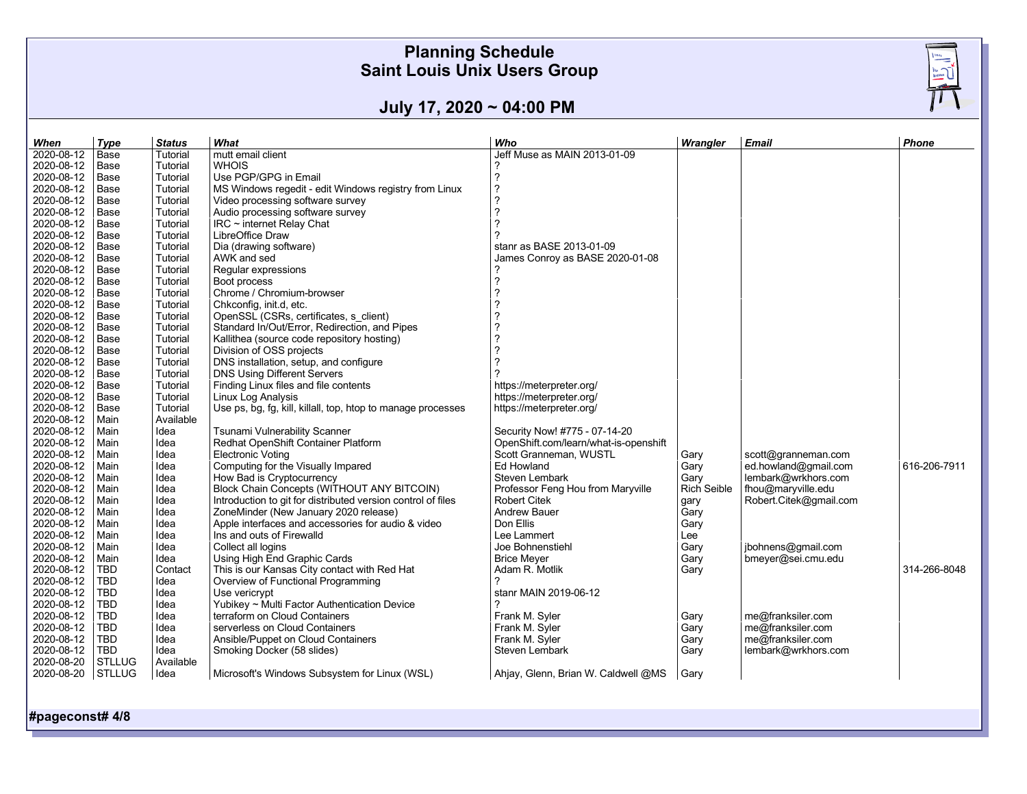# Planning Schedule
# Saint Louis Unix Users Group

## July 17, 2020 ~ 04:00 PM

| When | Type | Status | What | Who | Wrangler | Email | Phone |
|---|---|---|---|---|---|---|---|
| 2020-08-12 | Base | Tutorial | mutt email client | Jeff Muse as MAIN 2013-01-09 | | | |
| 2020-08-12 | Base | Tutorial | WHOIS | ? | | | |
| 2020-08-12 | Base | Tutorial | Use PGP/GPG in Email | ? | | | |
| 2020-08-12 | Base | Tutorial | MS Windows regedit - edit Windows registry from Linux | ? | | | |
| 2020-08-12 | Base | Tutorial | Video processing software survey | ? | | | |
| 2020-08-12 | Base | Tutorial | Audio processing software survey | ? | | | |
| 2020-08-12 | Base | Tutorial | IRC ~ internet Relay Chat | ? | | | |
| 2020-08-12 | Base | Tutorial | LibreOffice Draw | ? | | | |
| 2020-08-12 | Base | Tutorial | Dia (drawing software) | stanr as BASE 2013-01-09 | | | |
| 2020-08-12 | Base | Tutorial | AWK and sed | James Conroy as BASE 2020-01-08 | | | |
| 2020-08-12 | Base | Tutorial | Regular expressions | ? | | | |
| 2020-08-12 | Base | Tutorial | Boot process | ? | | | |
| 2020-08-12 | Base | Tutorial | Chrome / Chromium-browser | ? | | | |
| 2020-08-12 | Base | Tutorial | Chkconfig, init.d, etc. | ? | | | |
| 2020-08-12 | Base | Tutorial | OpenSSL (CSRs, certificates, s_client) | ? | | | |
| 2020-08-12 | Base | Tutorial | Standard In/Out/Error, Redirection, and Pipes | ? | | | |
| 2020-08-12 | Base | Tutorial | Kallithea (source code repository hosting) | ? | | | |
| 2020-08-12 | Base | Tutorial | Division of OSS projects | ? | | | |
| 2020-08-12 | Base | Tutorial | DNS installation, setup, and configure | ? | | | |
| 2020-08-12 | Base | Tutorial | DNS Using Different Servers | ? | | | |
| 2020-08-12 | Base | Tutorial | Finding Linux files and file contents | https://meterpreter.org/ | | | |
| 2020-08-12 | Base | Tutorial | Linux Log Analysis | https://meterpreter.org/ | | | |
| 2020-08-12 | Base | Tutorial | Use ps, bg, fg, kill, killall, top, htop to manage processes | https://meterpreter.org/ | | | |
| 2020-08-12 | Main | Available | | | | | |
| 2020-08-12 | Main | Idea | Tsunami Vulnerability Scanner | Security Now! #775 - 07-14-20 | | | |
| 2020-08-12 | Main | Idea | Redhat OpenShift Container Platform | OpenShift.com/learn/what-is-openshift | | | |
| 2020-08-12 | Main | Idea | Electronic Voting | Scott Granneman, WUSTL | Gary | scott@granneman.com | |
| 2020-08-12 | Main | Idea | Computing for the Visually Impared | Ed Howland | Gary | ed.howland@gmail.com | 616-206-7911 |
| 2020-08-12 | Main | Idea | How Bad is Cryptocurrency | Steven Lembark | Gary | lembark@wrkhors.com | |
| 2020-08-12 | Main | Idea | Block Chain Concepts (WITHOUT ANY BITCOIN) | Professor Feng Hou from Maryville | Rich Seible | fhou@maryville.edu | |
| 2020-08-12 | Main | Idea | Introduction to git for distributed version control of files | Robert Citek | gary | Robert.Citek@gmail.com | |
| 2020-08-12 | Main | Idea | ZoneMinder (New January 2020 release) | Andrew Bauer | Gary | | |
| 2020-08-12 | Main | Idea | Apple interfaces and accessories for audio & video | Don Ellis | Gary | | |
| 2020-08-12 | Main | Idea | Ins and outs of Firewalld | Lee Lammert | Lee | | |
| 2020-08-12 | Main | Idea | Collect all logins | Joe Bohnenstiehl | Gary | jbohnens@gmail.com | |
| 2020-08-12 | Main | Idea | Using High End Graphic Cards | Brice Meyer | Gary | bmeyer@sei.cmu.edu | |
| 2020-08-12 | TBD | Contact | This is our Kansas City contact with Red Hat | Adam R. Motlik | Gary | | 314-266-8048 |
| 2020-08-12 | TBD | Idea | Overview of Functional Programming | ? | | | |
| 2020-08-12 | TBD | Idea | Use vericrypt | stanr MAIN 2019-06-12 | | | |
| 2020-08-12 | TBD | Idea | Yubikey ~ Multi Factor Authentication Device | ? | | | |
| 2020-08-12 | TBD | Idea | terraform on Cloud Containers | Frank M. Syler | Gary | me@franksiler.com | |
| 2020-08-12 | TBD | Idea | serverless on Cloud Containers | Frank M. Syler | Gary | me@franksiler.com | |
| 2020-08-12 | TBD | Idea | Ansible/Puppet on Cloud Containers | Frank M. Syler | Gary | me@franksiler.com | |
| 2020-08-12 | TBD | Idea | Smoking Docker (58 slides) | Steven Lembark | Gary | lembark@wrkhors.com | |
| 2020-08-20 | STLLUG | Available | | | | | |
| 2020-08-20 | STLLUG | Idea | Microsoft's Windows Subsystem for Linux (WSL) | Ahjay, Glenn, Brian W. Caldwell @MS | Gary | | |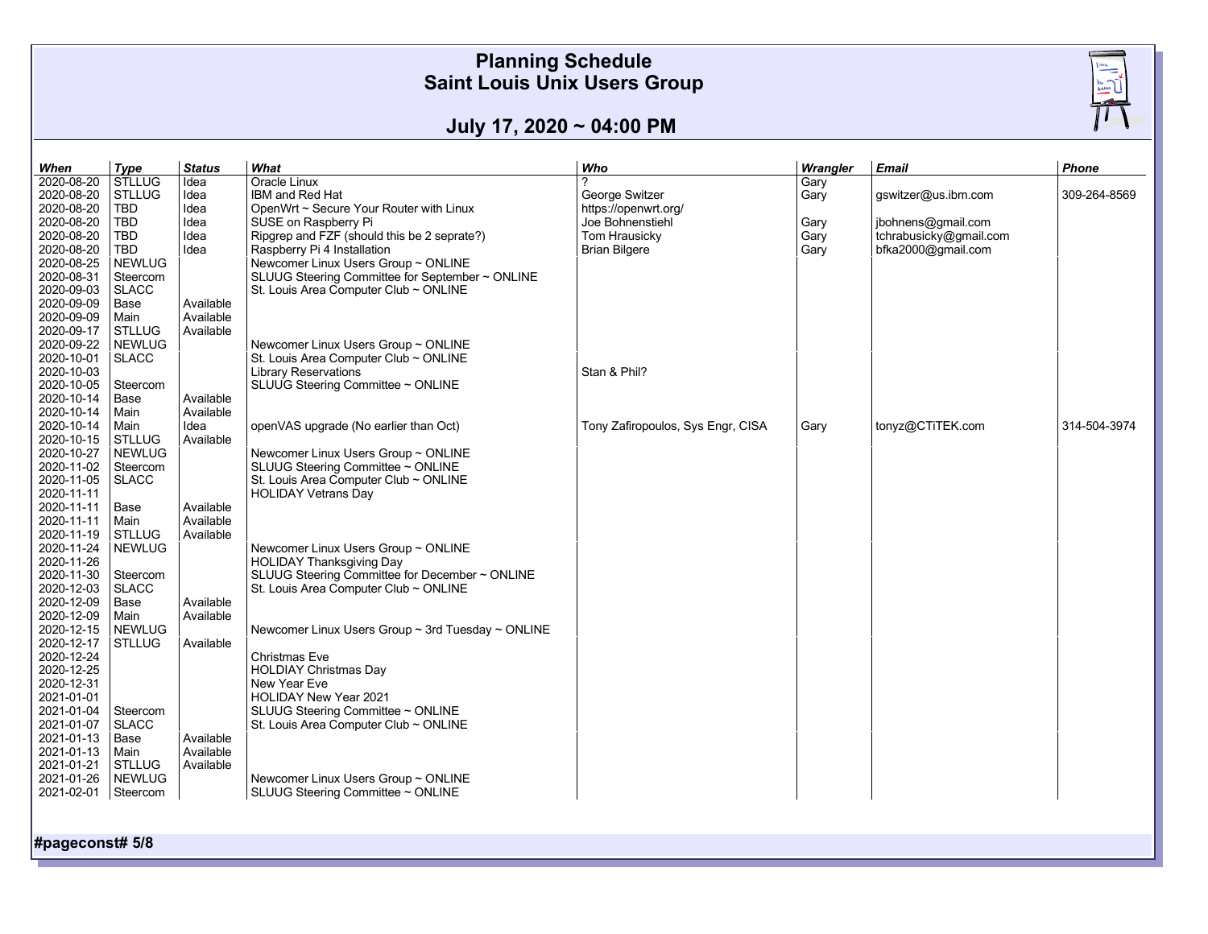# Planning Schedule
# Saint Louis Unix Users Group

## July 17, 2020 ~ 04:00 PM

| When | Type | Status | What | Who | Wrangler | Email | Phone |
|---|---|---|---|---|---|---|---|
| 2020-08-20 | STLLUG | Idea | Oracle Linux | ? | Gary | | |
| 2020-08-20 | STLLUG | Idea | IBM and Red Hat | George Switzer | Gary | gswitzer@us.ibm.com | 309-264-8569 |
| 2020-08-20 | TBD | Idea | OpenWrt ~ Secure Your Router with Linux | https://openwrt.org/ | | | |
| 2020-08-20 | TBD | Idea | SUSE on Raspberry Pi | Joe Bohnenstiehl | Gary | jbohnens@gmail.com | |
| 2020-08-20 | TBD | Idea | Ripgrep and FZF (should this be 2 seprate?) | Tom Hrausicky | Gary | tchrabusicky@gmail.com | |
| 2020-08-20 | TBD | Idea | Raspberry Pi 4 Installation | Brian Bilgere | Gary | bfka2000@gmail.com | |
| 2020-08-25 | NEWLUG | | Newcomer Linux Users Group ~ ONLINE | | | | |
| 2020-08-31 | Steercom | | SLUUG Steering Committee for September ~ ONLINE | | | | |
| 2020-09-03 | SLACC | | St. Louis Area Computer Club ~ ONLINE | | | | |
| 2020-09-09 | Base | Available | | | | | |
| 2020-09-09 | Main | Available | | | | | |
| 2020-09-17 | STLLUG | Available | | | | | |
| 2020-09-22 | NEWLUG | | Newcomer Linux Users Group ~ ONLINE | | | | |
| 2020-10-01 | SLACC | | St. Louis Area Computer Club ~ ONLINE | | | | |
| 2020-10-03 | | | Library Reservations | Stan & Phil? | | | |
| 2020-10-05 | Steercom | | SLUUG Steering Committee ~ ONLINE | | | | |
| 2020-10-14 | Base | Available | | | | | |
| 2020-10-14 | Main | Available | | | | | |
| 2020-10-14 | Main | Idea | openVAS upgrade (No earlier than Oct) | Tony Zafiropoulos, Sys Engr, CISA | Gary | tonyz@CTiTEK.com | 314-504-3974 |
| 2020-10-15 | STLLUG | Available | | | | | |
| 2020-10-27 | NEWLUG | | Newcomer Linux Users Group ~ ONLINE | | | | |
| 2020-11-02 | Steercom | | SLUUG Steering Committee ~ ONLINE | | | | |
| 2020-11-05 | SLACC | | St. Louis Area Computer Club ~ ONLINE | | | | |
| 2020-11-11 | | | HOLIDAY Vetrans Day | | | | |
| 2020-11-11 | Base | Available | | | | | |
| 2020-11-11 | Main | Available | | | | | |
| 2020-11-19 | STLLUG | Available | | | | | |
| 2020-11-24 | NEWLUG | | Newcomer Linux Users Group ~ ONLINE | | | | |
| 2020-11-26 | | | HOLIDAY Thanksgiving Day | | | | |
| 2020-11-30 | Steercom | | SLUUG Steering Committee for December ~ ONLINE | | | | |
| 2020-12-03 | SLACC | | St. Louis Area Computer Club ~ ONLINE | | | | |
| 2020-12-09 | Base | Available | | | | | |
| 2020-12-09 | Main | Available | | | | | |
| 2020-12-15 | NEWLUG | | Newcomer Linux Users Group ~ 3rd Tuesday ~ ONLINE | | | | |
| 2020-12-17 | STLLUG | Available | | | | | |
| 2020-12-24 | | | Christmas Eve | | | | |
| 2020-12-25 | | | HOLDIAY Christmas Day | | | | |
| 2020-12-31 | | | New Year Eve | | | | |
| 2021-01-01 | | | HOLIDAY New Year 2021 | | | | |
| 2021-01-04 | Steercom | | SLUUG Steering Committee ~ ONLINE | | | | |
| 2021-01-07 | SLACC | | St. Louis Area Computer Club ~ ONLINE | | | | |
| 2021-01-13 | Base | Available | | | | | |
| 2021-01-13 | Main | Available | | | | | |
| 2021-01-21 | STLLUG | Available | | | | | |
| 2021-01-26 | NEWLUG | | Newcomer Linux Users Group ~ ONLINE | | | | |
| 2021-02-01 | Steercom | | SLUUG Steering Committee ~ ONLINE | | | | |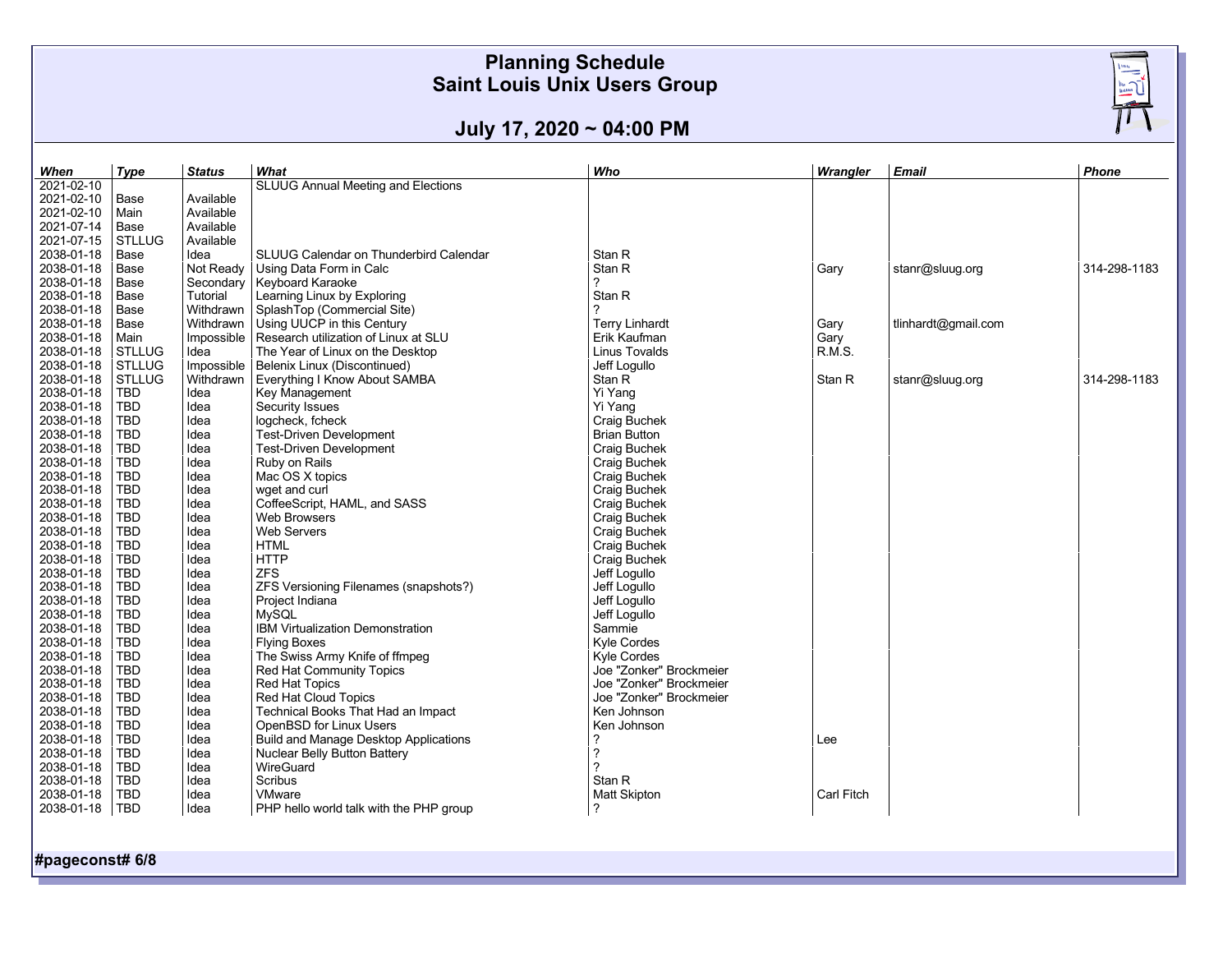# Planning Schedule
# Saint Louis Unix Users Group

## July 17, 2020 ~ 04:00 PM

| When | Type | Status | What | Who | Wrangler | Email | Phone |
|---|---|---|---|---|---|---|---|
| 2021-02-10 | | | SLUUG Annual Meeting and Elections | | | | |
| 2021-02-10 | Base | Available | | | | | |
| 2021-02-10 | Main | Available | | | | | |
| 2021-07-14 | Base | Available | | | | | |
| 2021-07-15 | STLLUG | Available | | | | | |
| 2038-01-18 | Base | Idea | SLUUG Calendar on Thunderbird Calendar | Stan R | | | |
| 2038-01-18 | Base | Not Ready | Using Data Form in Calc | Stan R | Gary | stanr@sluug.org | 314-298-1183 |
| 2038-01-18 | Base | Secondary | Keyboard Karaoke | ? | | | |
| 2038-01-18 | Base | Tutorial | Learning Linux by Exploring | Stan R | | | |
| 2038-01-18 | Base | Withdrawn | SplashTop (Commercial Site) | ? | | | |
| 2038-01-18 | Base | Withdrawn | Using UUCP in this Century | Terry Linhardt | Gary | tlinhardt@gmail.com | |
| 2038-01-18 | Main | Impossible | Research utilization of Linux at SLU | Erik Kaufman | Gary | | |
| 2038-01-18 | STLLUG | Idea | The Year of Linux on the Desktop | Linus Tovalds | R.M.S. | | |
| 2038-01-18 | STLLUG | Impossible | Belenix Linux (Discontinued) | Jeff Logullo | | | |
| 2038-01-18 | STLLUG | Withdrawn | Everything I Know About SAMBA | Stan R | Stan R | stanr@sluug.org | 314-298-1183 |
| 2038-01-18 | TBD | Idea | Key Management | Yi Yang | | | |
| 2038-01-18 | TBD | Idea | Security Issues | Yi Yang | | | |
| 2038-01-18 | TBD | Idea | logcheck, fcheck | Craig Buchek | | | |
| 2038-01-18 | TBD | Idea | Test-Driven Development | Brian Button | | | |
| 2038-01-18 | TBD | Idea | Test-Driven Development | Craig Buchek | | | |
| 2038-01-18 | TBD | Idea | Ruby on Rails | Craig Buchek | | | |
| 2038-01-18 | TBD | Idea | Mac OS X topics | Craig Buchek | | | |
| 2038-01-18 | TBD | Idea | wget and curl | Craig Buchek | | | |
| 2038-01-18 | TBD | Idea | CoffeeScript, HAML, and SASS | Craig Buchek | | | |
| 2038-01-18 | TBD | Idea | Web Browsers | Craig Buchek | | | |
| 2038-01-18 | TBD | Idea | Web Servers | Craig Buchek | | | |
| 2038-01-18 | TBD | Idea | HTML | Craig Buchek | | | |
| 2038-01-18 | TBD | Idea | HTTP | Craig Buchek | | | |
| 2038-01-18 | TBD | Idea | ZFS | Jeff Logullo | | | |
| 2038-01-18 | TBD | Idea | ZFS Versioning Filenames (snapshots?) | Jeff Logullo | | | |
| 2038-01-18 | TBD | Idea | Project Indiana | Jeff Logullo | | | |
| 2038-01-18 | TBD | Idea | MySQL | Jeff Logullo | | | |
| 2038-01-18 | TBD | Idea | IBM Virtualization Demonstration | Sammie | | | |
| 2038-01-18 | TBD | Idea | Flying Boxes | Kyle Cordes | | | |
| 2038-01-18 | TBD | Idea | The Swiss Army Knife of ffmpeg | Kyle Cordes | | | |
| 2038-01-18 | TBD | Idea | Red Hat Community Topics | Joe "Zonker" Brockmeier | | | |
| 2038-01-18 | TBD | Idea | Red Hat Topics | Joe "Zonker" Brockmeier | | | |
| 2038-01-18 | TBD | Idea | Red Hat Cloud Topics | Joe "Zonker" Brockmeier | | | |
| 2038-01-18 | TBD | Idea | Technical Books That Had an Impact | Ken Johnson | | | |
| 2038-01-18 | TBD | Idea | OpenBSD for Linux Users | Ken Johnson | | | |
| 2038-01-18 | TBD | Idea | Build and Manage Desktop Applications | ? | Lee | | |
| 2038-01-18 | TBD | Idea | Nuclear Belly Button Battery | ? | | | |
| 2038-01-18 | TBD | Idea | WireGuard | ? | | | |
| 2038-01-18 | TBD | Idea | Scribus | Stan R | | | |
| 2038-01-18 | TBD | Idea | VMware | Matt Skipton | Carl Fitch | | |
| 2038-01-18 | TBD | Idea | PHP hello world talk with the PHP group | ? | | | |

**#pageconst# 6/8**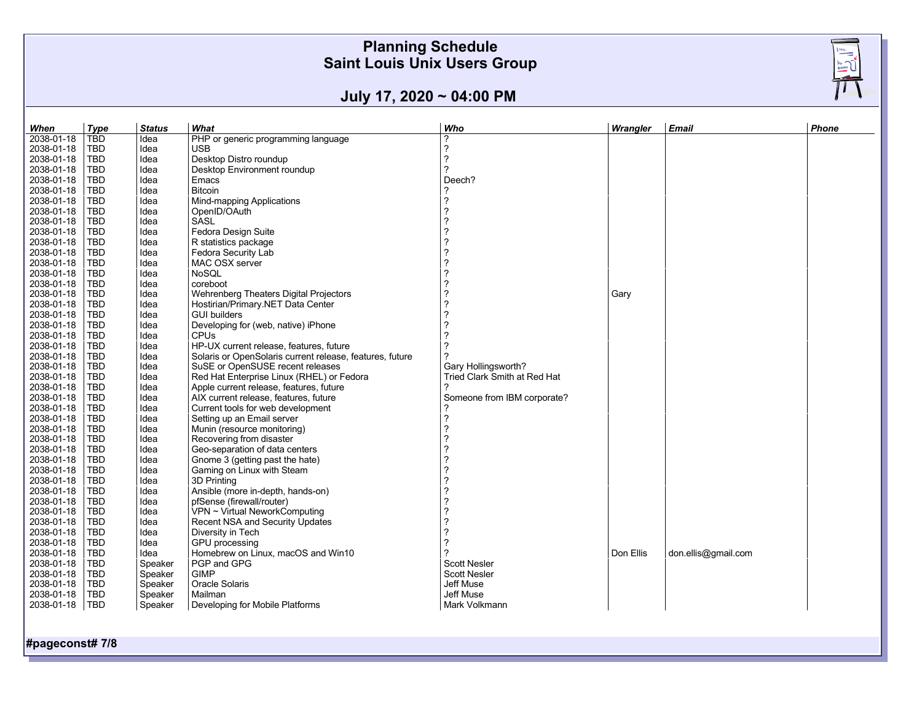# Planning Schedule
# Saint Louis Unix Users Group

## July 17, 2020 ~ 04:00 PM

| When | Type | Status | What | Who | Wrangler | Email | Phone |
| --- | --- | --- | --- | --- | --- | --- | --- |
| 2038-01-18 | TBD | Idea | PHP or generic programming language | ? | | | |
| 2038-01-18 | TBD | Idea | USB | ? | | | |
| 2038-01-18 | TBD | Idea | Desktop Distro roundup | ? | | | |
| 2038-01-18 | TBD | Idea | Desktop Environment roundup | ? | | | |
| 2038-01-18 | TBD | Idea | Emacs | Deech? | | | |
| 2038-01-18 | TBD | Idea | Bitcoin | ? | | | |
| 2038-01-18 | TBD | Idea | Mind-mapping Applications | ? | | | |
| 2038-01-18 | TBD | Idea | OpenID/OAuth | ? | | | |
| 2038-01-18 | TBD | Idea | SASL | ? | | | |
| 2038-01-18 | TBD | Idea | Fedora Design Suite | ? | | | |
| 2038-01-18 | TBD | Idea | R statistics package | ? | | | |
| 2038-01-18 | TBD | Idea | Fedora Security Lab | ? | | | |
| 2038-01-18 | TBD | Idea | MAC OSX server | ? | | | |
| 2038-01-18 | TBD | Idea | NoSQL | ? | | | |
| 2038-01-18 | TBD | Idea | coreboot | ? | | | |
| 2038-01-18 | TBD | Idea | Wehrenberg Theaters Digital Projectors | ? | Gary | | |
| 2038-01-18 | TBD | Idea | Hostirian/Primary.NET Data Center | ? | | | |
| 2038-01-18 | TBD | Idea | GUI builders | ? | | | |
| 2038-01-18 | TBD | Idea | Developing for (web, native) iPhone | ? | | | |
| 2038-01-18 | TBD | Idea | CPUs | ? | | | |
| 2038-01-18 | TBD | Idea | HP-UX current release, features, future | ? | | | |
| 2038-01-18 | TBD | Idea | Solaris or OpenSolaris current release, features, future | ? | | | |
| 2038-01-18 | TBD | Idea | SuSE or OpenSUSE recent releases | Gary Hollingsworth? | | | |
| 2038-01-18 | TBD | Idea | Red Hat Enterprise Linux (RHEL) or Fedora | Tried Clark Smith at Red Hat | | | |
| 2038-01-18 | TBD | Idea | Apple current release, features, future | ? | | | |
| 2038-01-18 | TBD | Idea | AIX current release, features, future | Someone from IBM corporate? | | | |
| 2038-01-18 | TBD | Idea | Current tools for web development | ? | | | |
| 2038-01-18 | TBD | Idea | Setting up an Email server | ? | | | |
| 2038-01-18 | TBD | Idea | Munin (resource monitoring) | ? | | | |
| 2038-01-18 | TBD | Idea | Recovering from disaster | ? | | | |
| 2038-01-18 | TBD | Idea | Geo-separation of data centers | ? | | | |
| 2038-01-18 | TBD | Idea | Gnome 3 (getting past the hate) | ? | | | |
| 2038-01-18 | TBD | Idea | Gaming on Linux with Steam | ? | | | |
| 2038-01-18 | TBD | Idea | 3D Printing | ? | | | |
| 2038-01-18 | TBD | Idea | Ansible (more in-depth, hands-on) | ? | | | |
| 2038-01-18 | TBD | Idea | pfSense (firewall/router) | ? | | | |
| 2038-01-18 | TBD | Idea | VPN ~ Virtual NeworkComputing | ? | | | |
| 2038-01-18 | TBD | Idea | Recent NSA and Security Updates | ? | | | |
| 2038-01-18 | TBD | Idea | Diversity in Tech | ? | | | |
| 2038-01-18 | TBD | Idea | GPU processing | ? | | | |
| 2038-01-18 | TBD | Idea | Homebrew on Linux, macOS and Win10 | ? | Don Ellis | don.ellis@gmail.com | |
| 2038-01-18 | TBD | Speaker | PGP and GPG | Scott Nesler | | | |
| 2038-01-18 | TBD | Speaker | GIMP | Scott Nesler | | | |
| 2038-01-18 | TBD | Speaker | Oracle Solaris | Jeff Muse | | | |
| 2038-01-18 | TBD | Speaker | Mailman | Jeff Muse | | | |
| 2038-01-18 | TBD | Speaker | Developing for Mobile Platforms | Mark Volkmann | | | |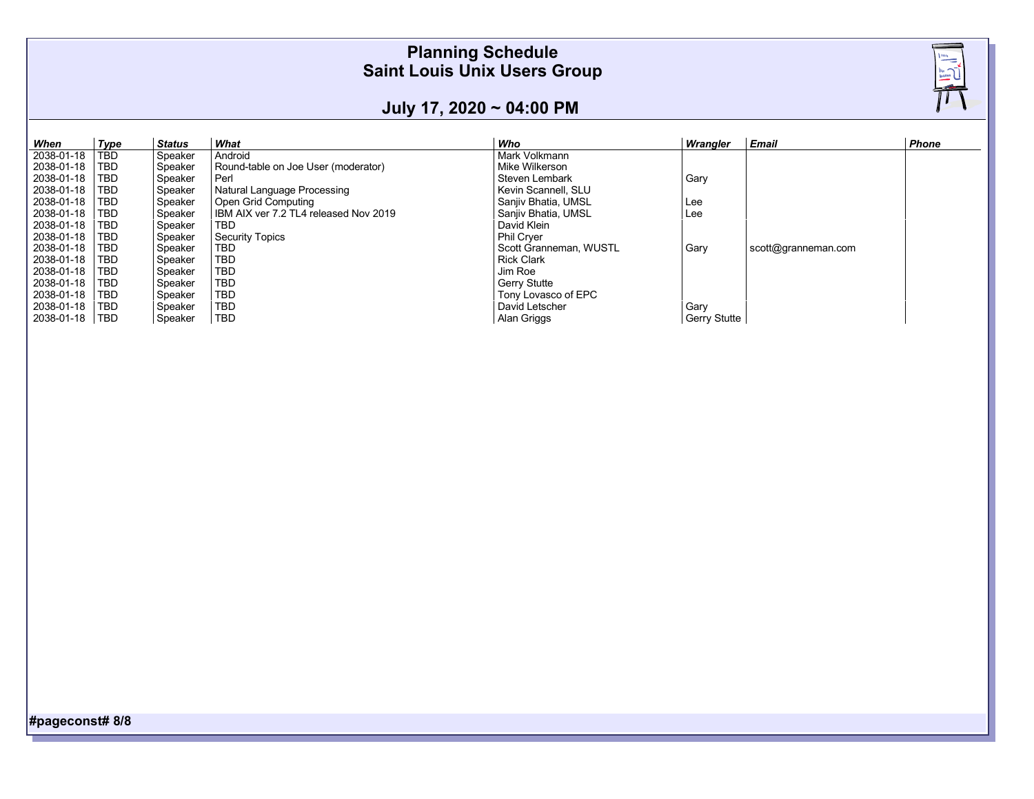# Planning Schedule
# Saint Louis Unix Users Group

## July 17, 2020 ~ 04:00 PM

| *When* | *Type* | *Status* | *What* | *Who* | *Wrangler* | *Email* | *Phone* |
|---|---|---|---|---|---|---|---|
| 2038-01-18 | TBD | Speaker | Android | Mark Volkmann | | | |
| 2038-01-18 | TBD | Speaker | Round-table on Joe User (moderator) | Mike Wilkerson | | | |
| 2038-01-18 | TBD | Speaker | Perl | Steven Lembark | Gary | | |
| 2038-01-18 | TBD | Speaker | Natural Language Processing | Kevin Scannell, SLU | | | |
| 2038-01-18 | TBD | Speaker | Open Grid Computing | Sanjiv Bhatia, UMSL | Lee | | |
| 2038-01-18 | TBD | Speaker | IBM AIX ver 7.2 TL4 released Nov 2019 | Sanjiv Bhatia, UMSL | Lee | | |
| 2038-01-18 | TBD | Speaker | TBD | David Klein | | | |
| 2038-01-18 | TBD | Speaker | Security Topics | Phil Cryer | | | |
| 2038-01-18 | TBD | Speaker | TBD | Scott Granneman, WUSTL | Gary | scott@granneman.com | |
| 2038-01-18 | TBD | Speaker | TBD | Rick Clark | | | |
| 2038-01-18 | TBD | Speaker | TBD | Jim Roe | | | |
| 2038-01-18 | TBD | Speaker | TBD | Gerry Stutte | | | |
| 2038-01-18 | TBD | Speaker | TBD | Tony Lovasco of EPC | | | |
| 2038-01-18 | TBD | Speaker | TBD | David Letscher | Gary | | |
| 2038-01-18 | TBD | Speaker | TBD | Alan Griggs | Gerry Stutte | | |

**#pageconst# 8/8**